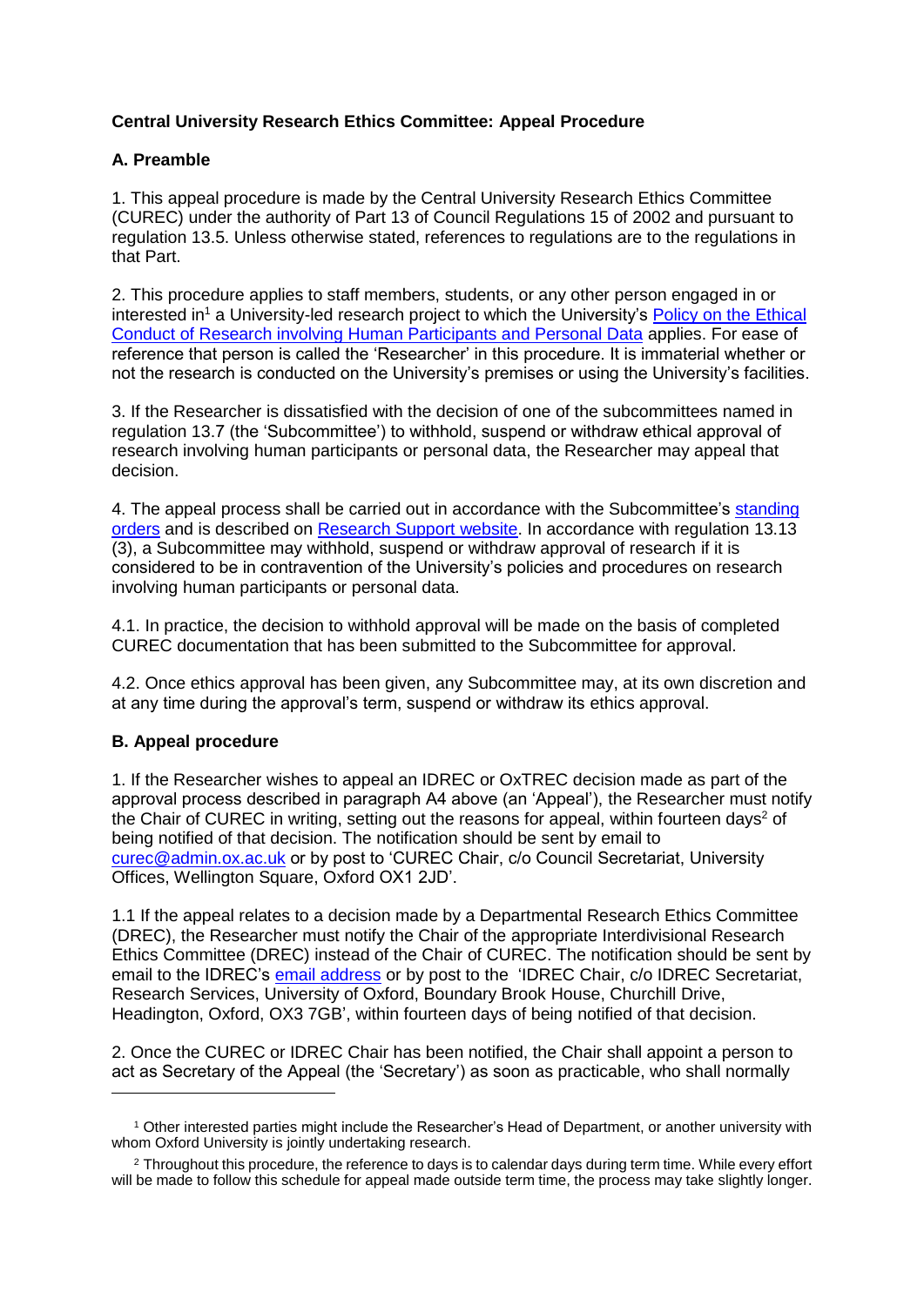**Central University Research Ethics Committee: Appeal Procedure**

**A. Preamble**

1. This appeal procedure is made by the Central University Research Ethics Committee (CUREC) under the authority of Part 13 of Council Regulations 15 of 2002 and pursuant to regulation 13.5. Unless otherwise stated, references to regulations are to the regulations in that Part.

2. This procedure applies to staff members, students, or any other person engaged in or interested in[1] a University-led research project to which the University's Policy on the Ethical Conduct of Research involving Human Participants and Personal Data applies. For ease of reference that person is called the 'Researcher' in this procedure. It is immaterial whether or not the research is conducted on the University's premises or using the University's facilities.

3. If the Researcher is dissatisfied with the decision of one of the subcommittees named in regulation 13.7 (the 'Subcommittee') to withhold, suspend or withdraw ethical approval of research involving human participants or personal data, the Researcher may appeal that decision.

4. The appeal process shall be carried out in accordance with the Subcommittee's standing orders and is described on Research Support website. In accordance with regulation 13.13 (3), a Subcommittee may withhold, suspend or withdraw approval of research if it is considered to be in contravention of the University's policies and procedures on research involving human participants or personal data.

4.1. In practice, the decision to withhold approval will be made on the basis of completed CUREC documentation that has been submitted to the Subcommittee for approval.

4.2. Once ethics approval has been given, any Subcommittee may, at its own discretion and at any time during the approval's term, suspend or withdraw its ethics approval.

**B. Appeal procedure**

1. If the Researcher wishes to appeal an IDREC or OxTREC decision made as part of the approval process described in paragraph A4 above (an 'Appeal'), the Researcher must notify the Chair of CUREC in writing, setting out the reasons for appeal, within fourteen days[2] of being notified of that decision. The notification should be sent by email to curec@admin.ox.ac.uk or by post to 'CUREC Chair, c/o Council Secretariat, University Offices, Wellington Square, Oxford OX1 2JD'.

1.1 If the appeal relates to a decision made by a Departmental Research Ethics Committee (DREC), the Researcher must notify the Chair of the appropriate Interdivisional Research Ethics Committee (DREC) instead of the Chair of CUREC. The notification should be sent by email to the IDREC's email address or by post to the 'IDREC Chair, c/o IDREC Secretariat, Research Services, University of Oxford, Boundary Brook House, Churchill Drive, Headington, Oxford, OX3 7GB', within fourteen days of being notified of that decision.

2. Once the CUREC or IDREC Chair has been notified, the Chair shall appoint a person to act as Secretary of the Appeal (the 'Secretary') as soon as practicable, who shall normally

---

[1] Other interested parties might include the Researcher's Head of Department, or another university with whom Oxford University is jointly undertaking research.

[2] Throughout this procedure, the reference to days is to calendar days during term time. While every effort will be made to follow this schedule for appeal made outside term time, the process may take slightly longer.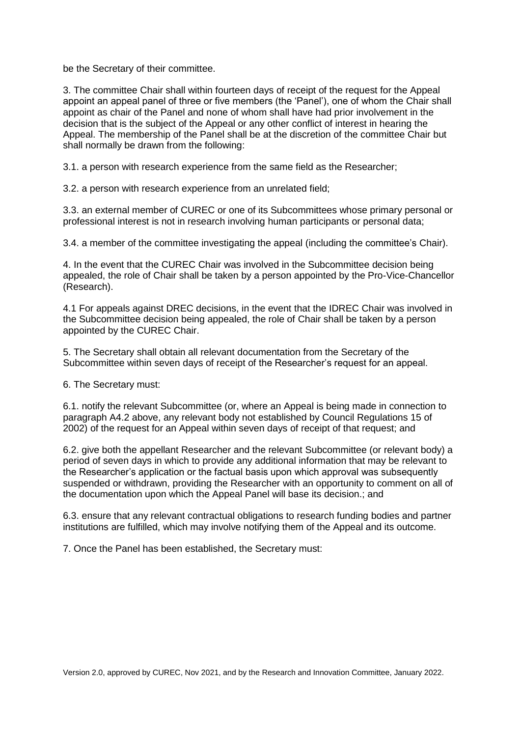be the Secretary of their committee.

3. The committee Chair shall within fourteen days of receipt of the request for the Appeal appoint an appeal panel of three or five members (the 'Panel'), one of whom the Chair shall appoint as chair of the Panel and none of whom shall have had prior involvement in the decision that is the subject of the Appeal or any other conflict of interest in hearing the Appeal. The membership of the Panel shall be at the discretion of the committee Chair but shall normally be drawn from the following:

3.1. a person with research experience from the same field as the Researcher;

3.2. a person with research experience from an unrelated field;

3.3. an external member of CUREC or one of its Subcommittees whose primary personal or professional interest is not in research involving human participants or personal data;

3.4. a member of the committee investigating the appeal (including the committee's Chair).

4. In the event that the CUREC Chair was involved in the Subcommittee decision being appealed, the role of Chair shall be taken by a person appointed by the Pro-Vice-Chancellor (Research).

4.1 For appeals against DREC decisions, in the event that the IDREC Chair was involved in the Subcommittee decision being appealed, the role of Chair shall be taken by a person appointed by the CUREC Chair.

5. The Secretary shall obtain all relevant documentation from the Secretary of the Subcommittee within seven days of receipt of the Researcher's request for an appeal.

6. The Secretary must:

6.1. notify the relevant Subcommittee (or, where an Appeal is being made in connection to paragraph A4.2 above, any relevant body not established by Council Regulations 15 of 2002) of the request for an Appeal within seven days of receipt of that request; and

6.2. give both the appellant Researcher and the relevant Subcommittee (or relevant body) a period of seven days in which to provide any additional information that may be relevant to the Researcher's application or the factual basis upon which approval was subsequently suspended or withdrawn, providing the Researcher with an opportunity to comment on all of the documentation upon which the Appeal Panel will base its decision.; and

6.3. ensure that any relevant contractual obligations to research funding bodies and partner institutions are fulfilled, which may involve notifying them of the Appeal and its outcome.

7. Once the Panel has been established, the Secretary must: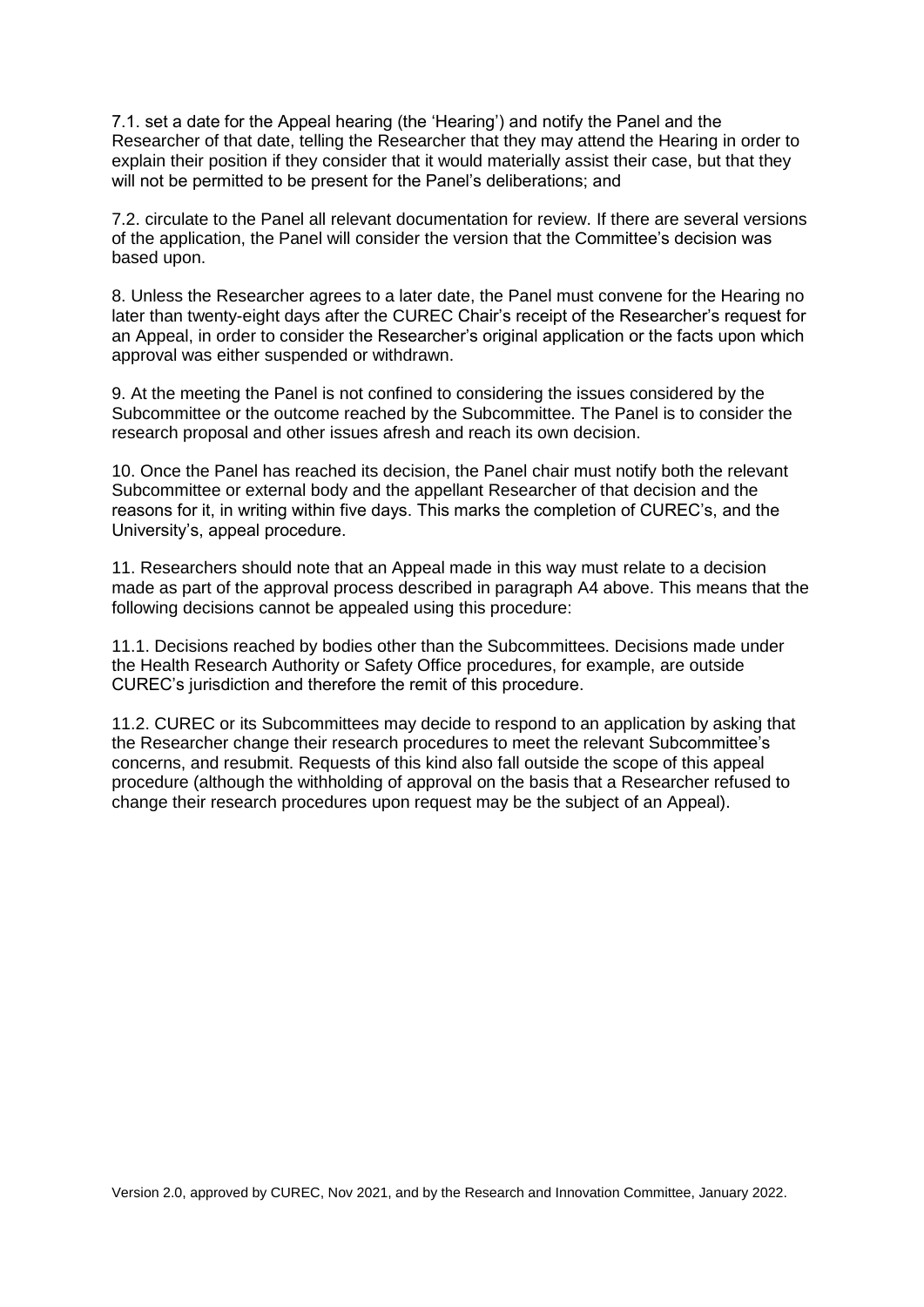7.1. set a date for the Appeal hearing (the 'Hearing') and notify the Panel and the Researcher of that date, telling the Researcher that they may attend the Hearing in order to explain their position if they consider that it would materially assist their case, but that they will not be permitted to be present for the Panel's deliberations; and

7.2. circulate to the Panel all relevant documentation for review. If there are several versions of the application, the Panel will consider the version that the Committee's decision was based upon.

8. Unless the Researcher agrees to a later date, the Panel must convene for the Hearing no later than twenty-eight days after the CUREC Chair's receipt of the Researcher's request for an Appeal, in order to consider the Researcher's original application or the facts upon which approval was either suspended or withdrawn.

9. At the meeting the Panel is not confined to considering the issues considered by the Subcommittee or the outcome reached by the Subcommittee. The Panel is to consider the research proposal and other issues afresh and reach its own decision.

10. Once the Panel has reached its decision, the Panel chair must notify both the relevant Subcommittee or external body and the appellant Researcher of that decision and the reasons for it, in writing within five days. This marks the completion of CUREC's, and the University's, appeal procedure.

11. Researchers should note that an Appeal made in this way must relate to a decision made as part of the approval process described in paragraph A4 above. This means that the following decisions cannot be appealed using this procedure:

11.1. Decisions reached by bodies other than the Subcommittees. Decisions made under the Health Research Authority or Safety Office procedures, for example, are outside CUREC's jurisdiction and therefore the remit of this procedure.

11.2. CUREC or its Subcommittees may decide to respond to an application by asking that the Researcher change their research procedures to meet the relevant Subcommittee's concerns, and resubmit. Requests of this kind also fall outside the scope of this appeal procedure (although the withholding of approval on the basis that a Researcher refused to change their research procedures upon request may be the subject of an Appeal).

Version 2.0, approved by CUREC, Nov 2021, and by the Research and Innovation Committee, January 2022.